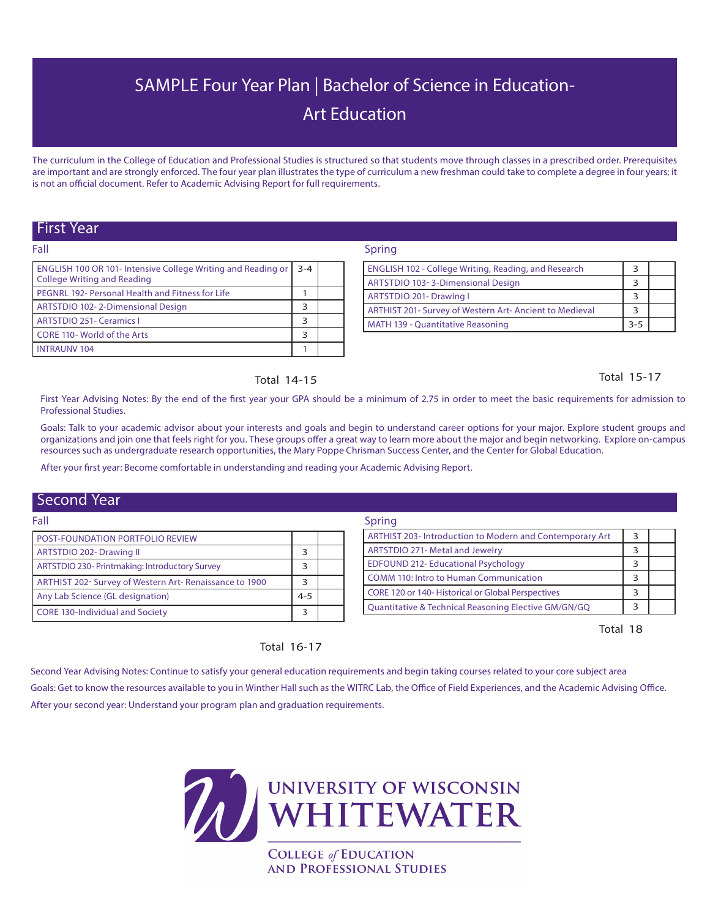# SAMPLE Four Year Plan | Bachelor of Science in Education-Art Education

The curriculum in the College of Education and Professional Studies is structured so that students move through classes in a prescribed order. Prerequisites are important and are strongly enforced. The four year plan illustrates the type of curriculum a new freshman could take to complete a degree in four years; it is not an official document. Refer to Academic Advising Report for full requirements.

## First Year

### Fall

| Course | Credits | |
|---|---|---|
| ENGLISH 100 OR 101- Intensive College Writing and Reading or College Writing and Reading | 3-4 | |
| PEGNRL 192- Personal Health and Fitness for Life | 1 | |
| ARTSTDIO 102- 2-Dimensional Design | 3 | |
| ARTSTDIO 251- Ceramics I | 3 | |
| CORE 110- World of the Arts | 3 | |
| INTRAUNV 104 | 1 | |

Total 14-15

### Spring

| Course | Credits | |
|---|---|---|
| ENGLISH 102 - College Writing, Reading, and Research | 3 | |
| ARTSTDIO 103- 3-Dimensional Design | 3 | |
| ARTSTDIO 201- Drawing I | 3 | |
| ARTHIST 201- Survey of Western Art- Ancient to Medieval | 3 | |
| MATH 139 - Quantitative Reasoning | 3-5 | |

Total 15-17

First Year Advising Notes: By the end of the first year your GPA should be a minimum of 2.75 in order to meet the basic requirements for admission to Professional Studies.

Goals: Talk to your academic advisor about your interests and goals and begin to understand career options for your major. Explore student groups and organizations and join one that feels right for you. These groups offer a great way to learn more about the major and begin networking. Explore on-campus resources such as undergraduate research opportunities, the Mary Poppe Chrisman Success Center, and the Center for Global Education.

After your first year: Become comfortable in understanding and reading your Academic Advising Report.

## Second Year

### Fall

| Course | Credits | |
|---|---|---|
| POST-FOUNDATION PORTFOLIO REVIEW | | |
| ARTSTDIO 202- Drawing II | 3 | |
| ARTSTDIO 230- Printmaking: Introductory Survey | 3 | |
| ARTHIST 202- Survey of Western Art- Renaissance to 1900 | 3 | |
| Any Lab Science (GL designation) | 4-5 | |
| CORE 130-Individual and Society | 3 | |

Total 16-17

### Spring

| Course | Credits | |
|---|---|---|
| ARTHIST 203- Introduction to Modern and Contemporary Art | 3 | |
| ARTSTDIO 271- Metal and Jewelry | 3 | |
| EDFOUND 212- Educational Psychology | 3 | |
| COMM 110: Intro to Human Communication | 3 | |
| CORE 120 or 140- Historical or Global Perspectives | 3 | |
| Quantitative & Technical Reasoning Elective GM/GN/GQ | 3 | |

Total 18

Second Year Advising Notes: Continue to satisfy your general education requirements and begin taking courses related to your core subject area

Goals: Get to know the resources available to you in Winther Hall such as the WITRC Lab, the Office of Field Experiences, and the Academic Advising Office.

After your second year: Understand your program plan and graduation requirements.

UNIVERSITY OF WISCONSIN WHITEWATER

COLLEGE *of* EDUCATION AND PROFESSIONAL STUDIES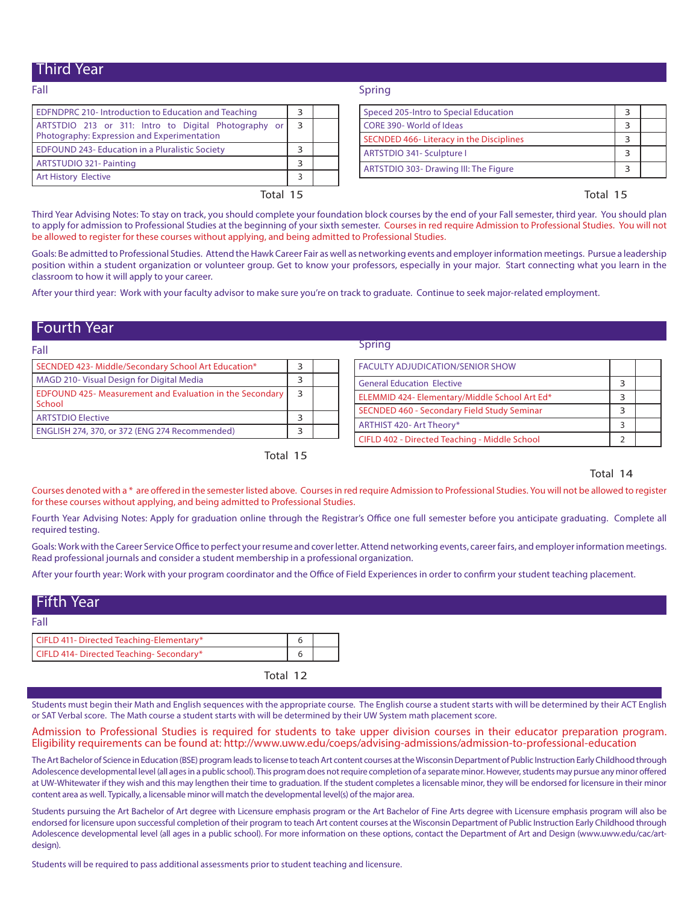## Third Year

### Fall

| | | |
|---|---|---|
| EDFNDPRC 210- Introduction to Education and Teaching | 3 | |
| ARTSTDIO 213 or 311: Intro to Digital Photography or Photography: Expression and Experimentation | 3 | |
| EDFOUND 243- Education in a Pluralistic Society | 3 | |
| ARTSTUDIO 321- Painting | 3 | |
| Art History Elective | 3 | |

Total 15

### Spring

| | | |
|---|---|---|
| Speced 205-Intro to Special Education | 3 | |
| CORE 390- World of Ideas | 3 | |
| SECNDED 466- Literacy in the Disciplines | 3 | |
| ARTSDIO 341- Sculpture I | 3 | |
| ARTSDIO 303- Drawing III: The Figure | 3 | |

Total 15

Third Year Advising Notes: To stay on track, you should complete your foundation block courses by the end of your Fall semester, third year. You should plan to apply for admission to Professional Studies at the beginning of your sixth semester. Courses in red require Admission to Professional Studies. You will not be allowed to register for these courses without applying, and being admitted to Professional Studies.

Goals: Be admitted to Professional Studies. Attend the Hawk Career Fair as well as networking events and employer information meetings. Pursue a leadership position within a student organization or volunteer group. Get to know your professors, especially in your major. Start connecting what you learn in the classroom to how it will apply to your career.

After your third year: Work with your faculty advisor to make sure you're on track to graduate. Continue to seek major-related employment.

## Fourth Year

### Fall

| | | |
|---|---|---|
| SECNDED 423- Middle/Secondary School Art Education* | 3 | |
| MAGD 210- Visual Design for Digital Media | 3 | |
| EDFOUND 425- Measurement and Evaluation in the Secondary School | 3 | |
| ARTSTDIO Elective | 3 | |
| ENGLISH 274, 370, or 372 (ENG 274 Recommended) | 3 | |

Total 15

### Spring

| | | |
|---|---|---|
| FACULTY ADJUDICATION/SENIOR SHOW | | |
| General Education Elective | 3 | |
| ELEMMID 424- Elementary/Middle School Art Ed* | 3 | |
| SECNDED 460 - Secondary Field Study Seminar | 3 | |
| ARTHIST 420- Art Theory* | 3 | |
| CIFLD 402 - Directed Teaching - Middle School | 2 | |

Total 14

Courses denoted with a * are offered in the semester listed above. Courses in red require Admission to Professional Studies. You will not be allowed to register for these courses without applying, and being admitted to Professional Studies.

Fourth Year Advising Notes: Apply for graduation online through the Registrar's Office one full semester before you anticipate graduating. Complete all required testing.

Goals: Work with the Career Service Office to perfect your resume and cover letter. Attend networking events, career fairs, and employer information meetings. Read professional journals and consider a student membership in a professional organization.

After your fourth year: Work with your program coordinator and the Office of Field Experiences in order to confirm your student teaching placement.

## Fifth Year

### Fall

| | | |
|---|---|---|
| CIFLD 411- Directed Teaching-Elementary* | 6 | |
| CIFLD 414- Directed Teaching- Secondary* | 6 | |

Total 12

Students must begin their Math and English sequences with the appropriate course. The English course a student starts with will be determined by their ACT English or SAT Verbal score. The Math course a student starts with will be determined by their UW System math placement score.

Admission to Professional Studies is required for students to take upper division courses in their educator preparation program. Eligibility requirements can be found at: http://www.uww.edu/coeps/advising-admissions/admission-to-professional-education

The Art Bachelor of Science in Education (BSE) program leads to license to teach Art content courses at the Wisconsin Department of Public Instruction Early Childhood through Adolescence developmental level (all ages in a public school). This program does not require completion of a separate minor. However, students may pursue any minor offered at UW-Whitewater if they wish and this may lengthen their time to graduation. If the student completes a licensable minor, they will be endorsed for licensure in their minor content area as well. Typically, a licensable minor will match the developmental level(s) of the major area.

Students pursuing the Art Bachelor of Art degree with Licensure emphasis program or the Art Bachelor of Fine Arts degree with Licensure emphasis program will also be endorsed for licensure upon successful completion of their program to teach Art content courses at the Wisconsin Department of Public Instruction Early Childhood through Adolescence developmental level (all ages in a public school). For more information on these options, contact the Department of Art and Design (www.uww.edu/cac/art-design).

Students will be required to pass additional assessments prior to student teaching and licensure.